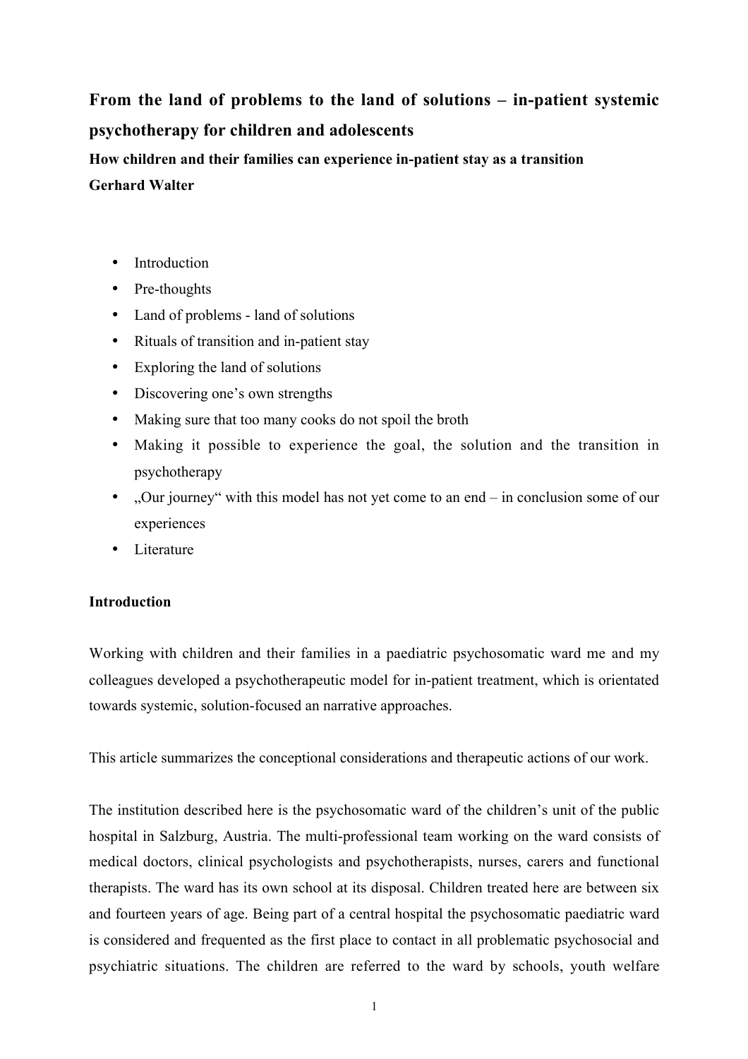# From the land of problems to the land of solutions – in-patient systemic psychotherapy for children and adolescents

**How children and their families can experience in-patient stay as a transition**

**Gerhard Walter**

- Introduction
- Pre-thoughts
- Land of problems - land of solutions
- Rituals of transition and in-patient stay
- Exploring the land of solutions
- Discovering one's own strengths
- Making sure that too many cooks do not spoil the broth
- Making it possible to experience the goal, the solution and the transition in psychotherapy
- „Our journey" with this model has not yet come to an end – in conclusion some of our experiences
- Literature

## Introduction

Working with children and their families in a paediatric psychosomatic ward me and my colleagues developed a psychotherapeutic model for in-patient treatment, which is orientated towards systemic, solution-focused an narrative approaches.

This article summarizes the conceptional considerations and therapeutic actions of our work.

The institution described here is the psychosomatic ward of the children's unit of the public hospital in Salzburg, Austria. The multi-professional team working on the ward consists of medical doctors, clinical psychologists and psychotherapists, nurses, carers and functional therapists. The ward has its own school at its disposal. Children treated here are between six and fourteen years of age. Being part of a central hospital the psychosomatic paediatric ward is considered and frequented as the first place to contact in all problematic psychosocial and psychiatric situations. The children are referred to the ward by schools, youth welfare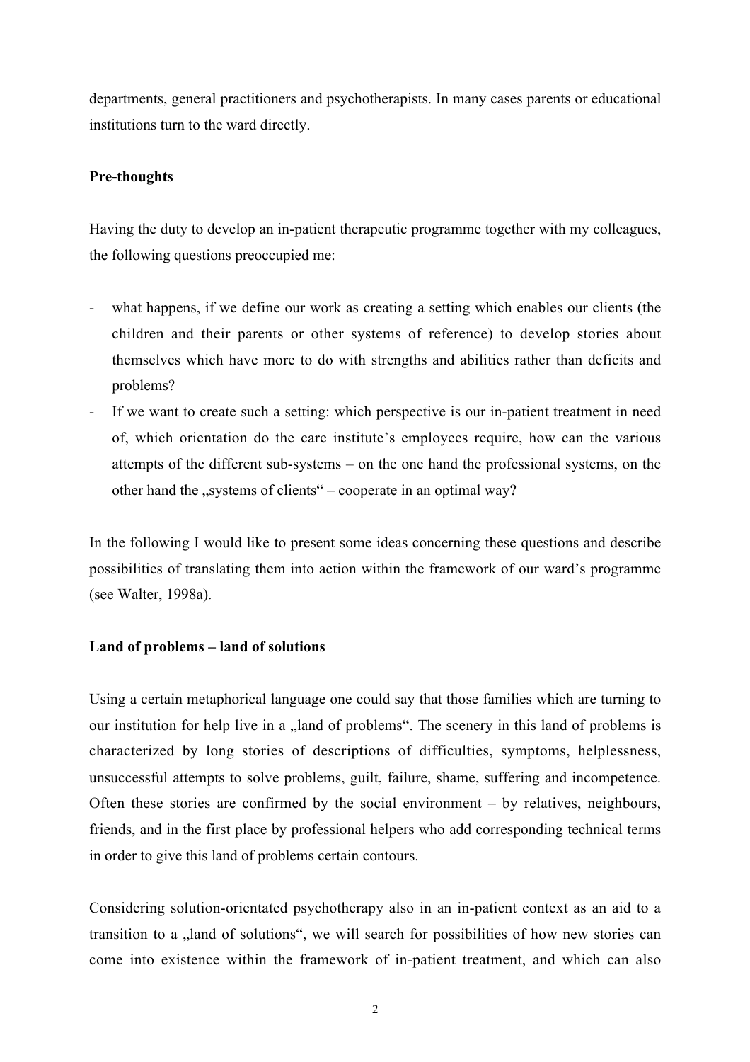departments, general practitioners and psychotherapists. In many cases parents or educational institutions turn to the ward directly.

**Pre-thoughts**

Having the duty to develop an in-patient therapeutic programme together with my colleagues, the following questions preoccupied me:

- what happens, if we define our work as creating a setting which enables our clients (the children and their parents or other systems of reference) to develop stories about themselves which have more to do with strengths and abilities rather than deficits and problems?
- If we want to create such a setting: which perspective is our in-patient treatment in need of, which orientation do the care institute's employees require, how can the various attempts of the different sub-systems – on the one hand the professional systems, on the other hand the „systems of clients" – cooperate in an optimal way?

In the following I would like to present some ideas concerning these questions and describe possibilities of translating them into action within the framework of our ward's programme (see Walter, 1998a).

**Land of problems – land of solutions**

Using a certain metaphorical language one could say that those families which are turning to our institution for help live in a „land of problems". The scenery in this land of problems is characterized by long stories of descriptions of difficulties, symptoms, helplessness, unsuccessful attempts to solve problems, guilt, failure, shame, suffering and incompetence. Often these stories are confirmed by the social environment – by relatives, neighbours, friends, and in the first place by professional helpers who add corresponding technical terms in order to give this land of problems certain contours.

Considering solution-orientated psychotherapy also in an in-patient context as an aid to a transition to a „land of solutions", we will search for possibilities of how new stories can come into existence within the framework of in-patient treatment, and which can also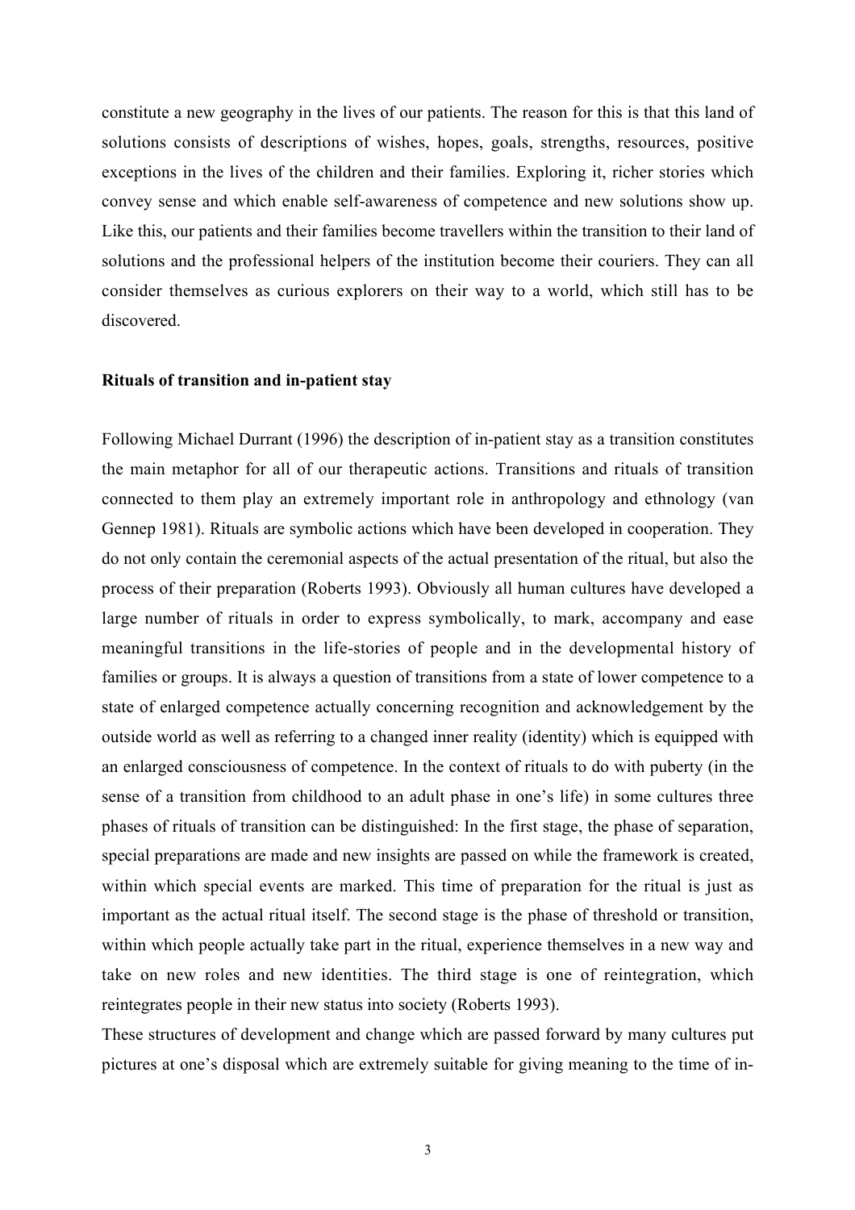constitute a new geography in the lives of our patients. The reason for this is that this land of solutions consists of descriptions of wishes, hopes, goals, strengths, resources, positive exceptions in the lives of the children and their families. Exploring it, richer stories which convey sense and which enable self-awareness of competence and new solutions show up. Like this, our patients and their families become travellers within the transition to their land of solutions and the professional helpers of the institution become their couriers. They can all consider themselves as curious explorers on their way to a world, which still has to be discovered.

**Rituals of transition and in-patient stay**

Following Michael Durrant (1996) the description of in-patient stay as a transition constitutes the main metaphor for all of our therapeutic actions. Transitions and rituals of transition connected to them play an extremely important role in anthropology and ethnology (van Gennep 1981). Rituals are symbolic actions which have been developed in cooperation. They do not only contain the ceremonial aspects of the actual presentation of the ritual, but also the process of their preparation (Roberts 1993). Obviously all human cultures have developed a large number of rituals in order to express symbolically, to mark, accompany and ease meaningful transitions in the life-stories of people and in the developmental history of families or groups. It is always a question of transitions from a state of lower competence to a state of enlarged competence actually concerning recognition and acknowledgement by the outside world as well as referring to a changed inner reality (identity) which is equipped with an enlarged consciousness of competence. In the context of rituals to do with puberty (in the sense of a transition from childhood to an adult phase in one's life) in some cultures three phases of rituals of transition can be distinguished: In the first stage, the phase of separation, special preparations are made and new insights are passed on while the framework is created, within which special events are marked. This time of preparation for the ritual is just as important as the actual ritual itself. The second stage is the phase of threshold or transition, within which people actually take part in the ritual, experience themselves in a new way and take on new roles and new identities. The third stage is one of reintegration, which reintegrates people in their new status into society (Roberts 1993).

These structures of development and change which are passed forward by many cultures put pictures at one's disposal which are extremely suitable for giving meaning to the time of in-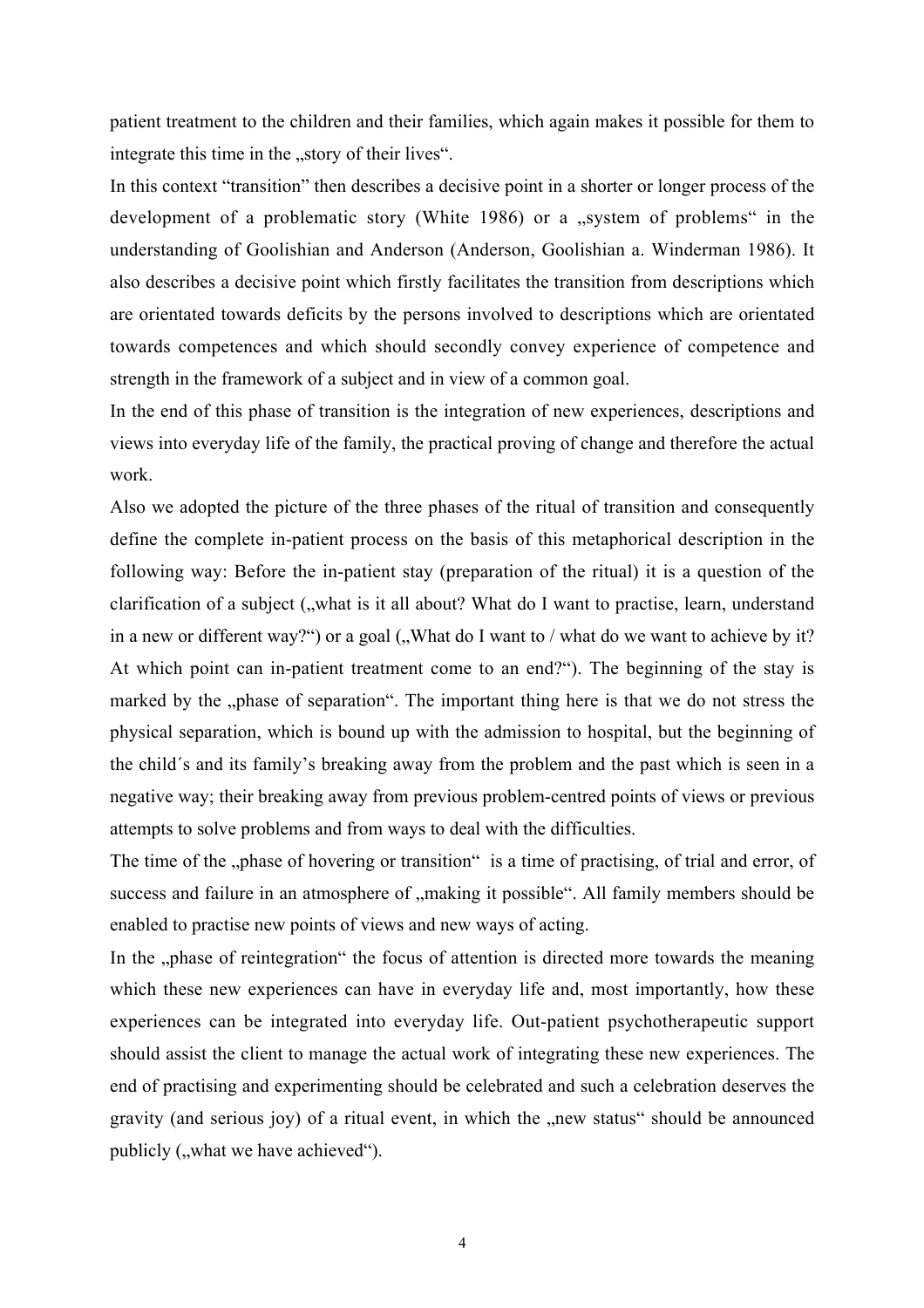patient treatment to the children and their families, which again makes it possible for them to integrate this time in the „story of their lives".

In this context "transition" then describes a decisive point in a shorter or longer process of the development of a problematic story (White 1986) or a „system of problems" in the understanding of Goolishian and Anderson (Anderson, Goolishian a. Winderman 1986). It also describes a decisive point which firstly facilitates the transition from descriptions which are orientated towards deficits by the persons involved to descriptions which are orientated towards competences and which should secondly convey experience of competence and strength in the framework of a subject and in view of a common goal.

In the end of this phase of transition is the integration of new experiences, descriptions and views into everyday life of the family, the practical proving of change and therefore the actual work.

Also we adopted the picture of the three phases of the ritual of transition and consequently define the complete in-patient process on the basis of this metaphorical description in the following way: Before the in-patient stay (preparation of the ritual) it is a question of the clarification of a subject („what is it all about? What do I want to practise, learn, understand in a new or different way?") or a goal („What do I want to / what do we want to achieve by it? At which point can in-patient treatment come to an end?"). The beginning of the stay is marked by the „phase of separation". The important thing here is that we do not stress the physical separation, which is bound up with the admission to hospital, but the beginning of the child´s and its family's breaking away from the problem and the past which is seen in a negative way; their breaking away from previous problem-centred points of views or previous attempts to solve problems and from ways to deal with the difficulties.

The time of the „phase of hovering or transition" is a time of practising, of trial and error, of success and failure in an atmosphere of „making it possible". All family members should be enabled to practise new points of views and new ways of acting.

In the „phase of reintegration" the focus of attention is directed more towards the meaning which these new experiences can have in everyday life and, most importantly, how these experiences can be integrated into everyday life. Out-patient psychotherapeutic support should assist the client to manage the actual work of integrating these new experiences. The end of practising and experimenting should be celebrated and such a celebration deserves the gravity (and serious joy) of a ritual event, in which the „new status" should be announced publicly („what we have achieved").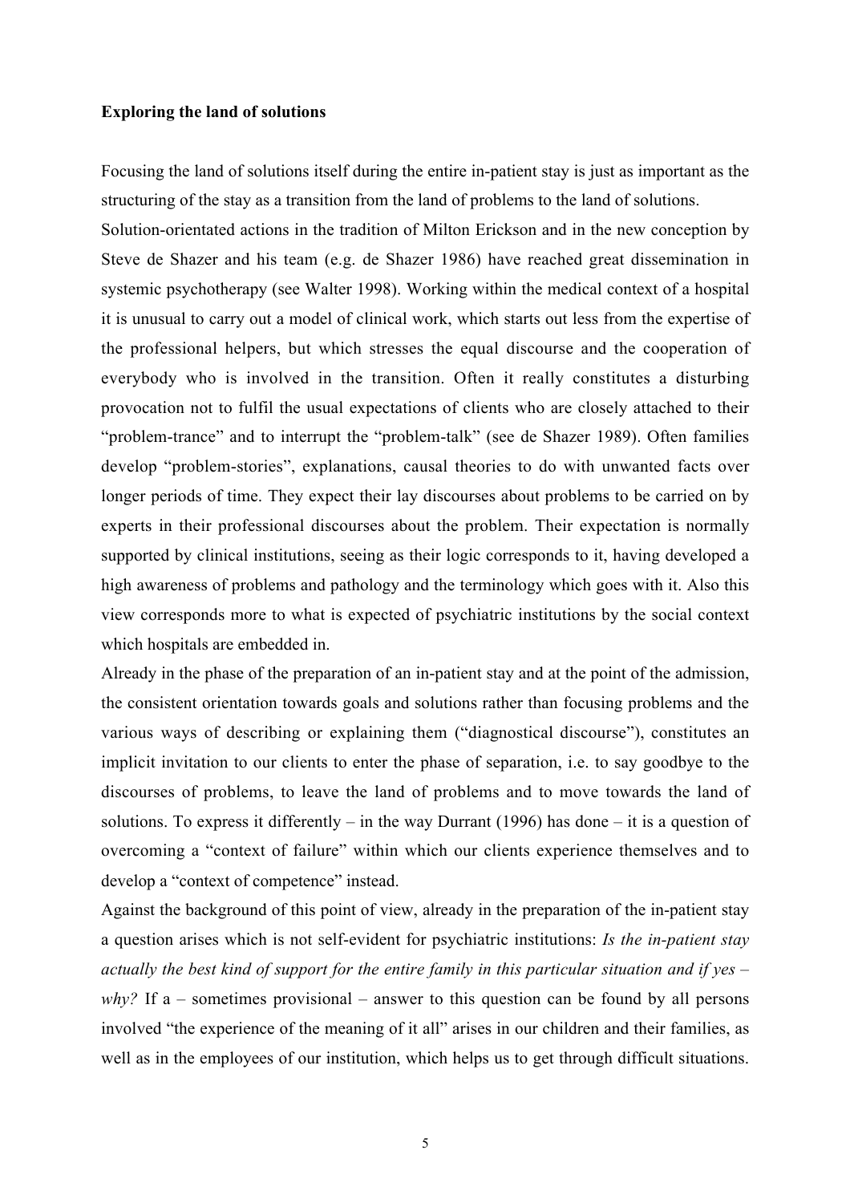**Exploring the land of solutions**

Focusing the land of solutions itself during the entire in-patient stay is just as important as the structuring of the stay as a transition from the land of problems to the land of solutions.

Solution-orientated actions in the tradition of Milton Erickson and in the new conception by Steve de Shazer and his team (e.g. de Shazer 1986) have reached great dissemination in systemic psychotherapy (see Walter 1998). Working within the medical context of a hospital it is unusual to carry out a model of clinical work, which starts out less from the expertise of the professional helpers, but which stresses the equal discourse and the cooperation of everybody who is involved in the transition. Often it really constitutes a disturbing provocation not to fulfil the usual expectations of clients who are closely attached to their "problem-trance" and to interrupt the "problem-talk" (see de Shazer 1989). Often families develop "problem-stories", explanations, causal theories to do with unwanted facts over longer periods of time. They expect their lay discourses about problems to be carried on by experts in their professional discourses about the problem. Their expectation is normally supported by clinical institutions, seeing as their logic corresponds to it, having developed a high awareness of problems and pathology and the terminology which goes with it. Also this view corresponds more to what is expected of psychiatric institutions by the social context which hospitals are embedded in.

Already in the phase of the preparation of an in-patient stay and at the point of the admission, the consistent orientation towards goals and solutions rather than focusing problems and the various ways of describing or explaining them ("diagnostical discourse"), constitutes an implicit invitation to our clients to enter the phase of separation, i.e. to say goodbye to the discourses of problems, to leave the land of problems and to move towards the land of solutions. To express it differently – in the way Durrant (1996) has done – it is a question of overcoming a "context of failure" within which our clients experience themselves and to develop a "context of competence" instead.

Against the background of this point of view, already in the preparation of the in-patient stay a question arises which is not self-evident for psychiatric institutions: *Is the in-patient stay actually the best kind of support for the entire family in this particular situation and if yes – why?* If a – sometimes provisional – answer to this question can be found by all persons involved "the experience of the meaning of it all" arises in our children and their families, as well as in the employees of our institution, which helps us to get through difficult situations.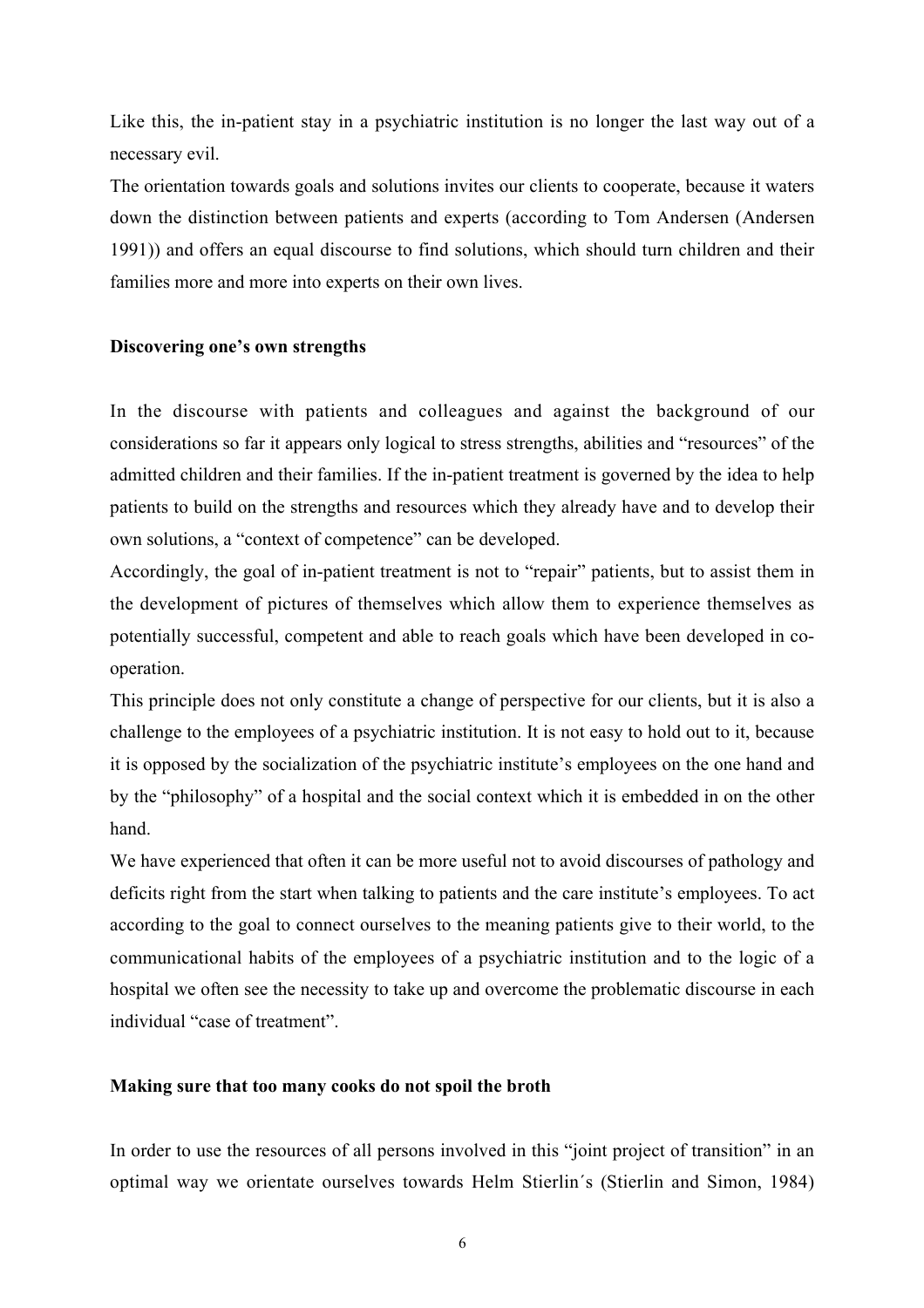Like this, the in-patient stay in a psychiatric institution is no longer the last way out of a necessary evil.

The orientation towards goals and solutions invites our clients to cooperate, because it waters down the distinction between patients and experts (according to Tom Andersen (Andersen 1991)) and offers an equal discourse to find solutions, which should turn children and their families more and more into experts on their own lives.

**Discovering one's own strengths**

In the discourse with patients and colleagues and against the background of our considerations so far it appears only logical to stress strengths, abilities and "resources" of the admitted children and their families. If the in-patient treatment is governed by the idea to help patients to build on the strengths and resources which they already have and to develop their own solutions, a "context of competence" can be developed.

Accordingly, the goal of in-patient treatment is not to "repair" patients, but to assist them in the development of pictures of themselves which allow them to experience themselves as potentially successful, competent and able to reach goals which have been developed in co-operation.

This principle does not only constitute a change of perspective for our clients, but it is also a challenge to the employees of a psychiatric institution. It is not easy to hold out to it, because it is opposed by the socialization of the psychiatric institute's employees on the one hand and by the "philosophy" of a hospital and the social context which it is embedded in on the other hand.

We have experienced that often it can be more useful not to avoid discourses of pathology and deficits right from the start when talking to patients and the care institute's employees. To act according to the goal to connect ourselves to the meaning patients give to their world, to the communicational habits of the employees of a psychiatric institution and to the logic of a hospital we often see the necessity to take up and overcome the problematic discourse in each individual "case of treatment".

**Making sure that too many cooks do not spoil the broth**

In order to use the resources of all persons involved in this "joint project of transition" in an optimal way we orientate ourselves towards Helm Stierlin´s (Stierlin and Simon, 1984)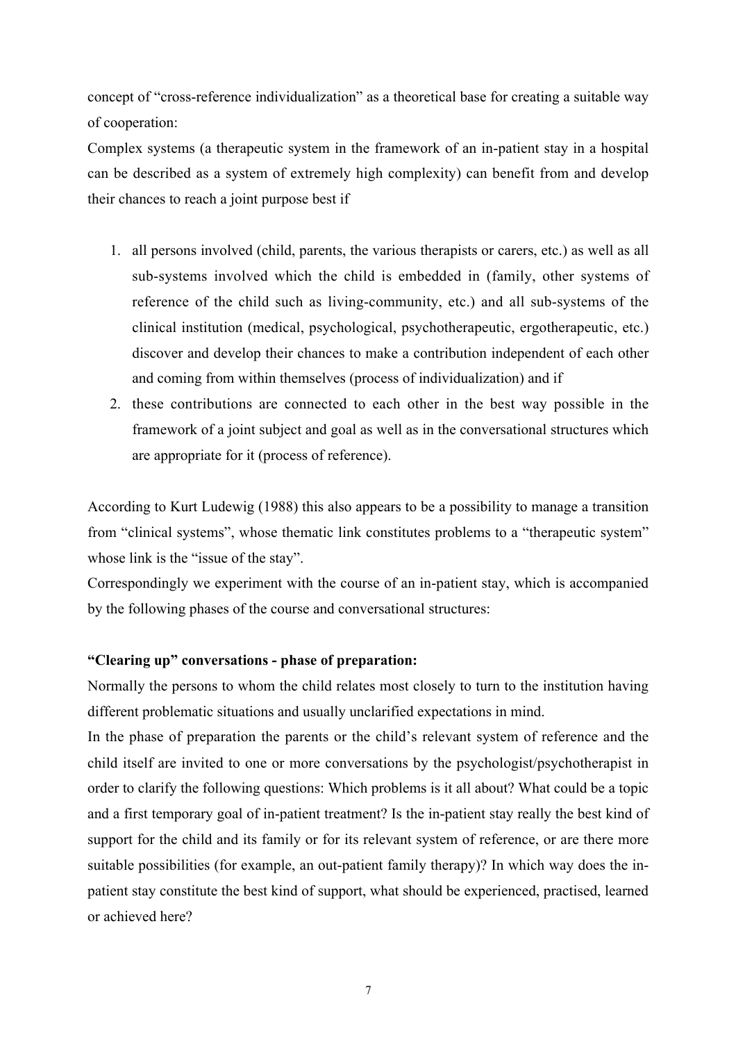concept of "cross-reference individualization" as a theoretical base for creating a suitable way of cooperation:

Complex systems (a therapeutic system in the framework of an in-patient stay in a hospital can be described as a system of extremely high complexity) can benefit from and develop their chances to reach a joint purpose best if

1. all persons involved (child, parents, the various therapists or carers, etc.) as well as all sub-systems involved which the child is embedded in (family, other systems of reference of the child such as living-community, etc.) and all sub-systems of the clinical institution (medical, psychological, psychotherapeutic, ergotherapeutic, etc.) discover and develop their chances to make a contribution independent of each other and coming from within themselves (process of individualization) and if
2. these contributions are connected to each other in the best way possible in the framework of a joint subject and goal as well as in the conversational structures which are appropriate for it (process of reference).

According to Kurt Ludewig (1988) this also appears to be a possibility to manage a transition from "clinical systems", whose thematic link constitutes problems to a "therapeutic system" whose link is the "issue of the stay".

Correspondingly we experiment with the course of an in-patient stay, which is accompanied by the following phases of the course and conversational structures:

**"Clearing up" conversations - phase of preparation:**

Normally the persons to whom the child relates most closely to turn to the institution having different problematic situations and usually unclarified expectations in mind.

In the phase of preparation the parents or the child's relevant system of reference and the child itself are invited to one or more conversations by the psychologist/psychotherapist in order to clarify the following questions: Which problems is it all about? What could be a topic and a first temporary goal of in-patient treatment? Is the in-patient stay really the best kind of support for the child and its family or for its relevant system of reference, or are there more suitable possibilities (for example, an out-patient family therapy)? In which way does the in-patient stay constitute the best kind of support, what should be experienced, practised, learned or achieved here?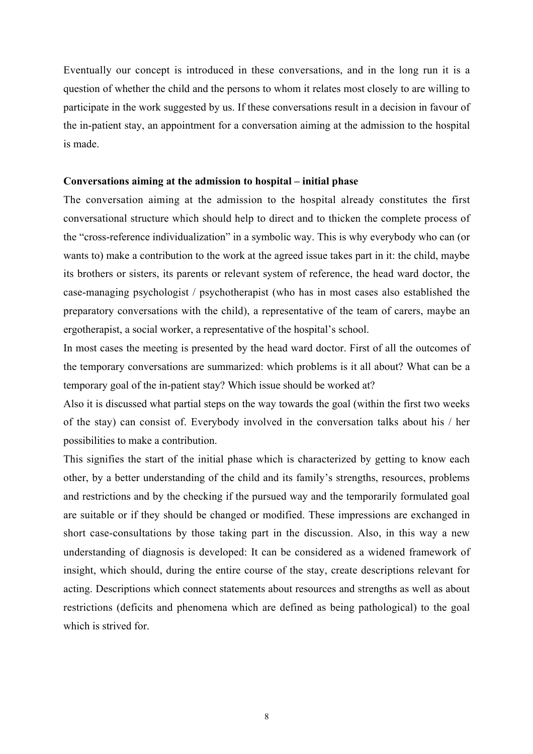Eventually our concept is introduced in these conversations, and in the long run it is a question of whether the child and the persons to whom it relates most closely to are willing to participate in the work suggested by us. If these conversations result in a decision in favour of the in-patient stay, an appointment for a conversation aiming at the admission to the hospital is made.

**Conversations aiming at the admission to hospital – initial phase**

The conversation aiming at the admission to the hospital already constitutes the first conversational structure which should help to direct and to thicken the complete process of the "cross-reference individualization" in a symbolic way. This is why everybody who can (or wants to) make a contribution to the work at the agreed issue takes part in it: the child, maybe its brothers or sisters, its parents or relevant system of reference, the head ward doctor, the case-managing psychologist / psychotherapist (who has in most cases also established the preparatory conversations with the child), a representative of the team of carers, maybe an ergotherapist, a social worker, a representative of the hospital's school.

In most cases the meeting is presented by the head ward doctor. First of all the outcomes of the temporary conversations are summarized: which problems is it all about? What can be a temporary goal of the in-patient stay? Which issue should be worked at?

Also it is discussed what partial steps on the way towards the goal (within the first two weeks of the stay) can consist of. Everybody involved in the conversation talks about his / her possibilities to make a contribution.

This signifies the start of the initial phase which is characterized by getting to know each other, by a better understanding of the child and its family's strengths, resources, problems and restrictions and by the checking if the pursued way and the temporarily formulated goal are suitable or if they should be changed or modified. These impressions are exchanged in short case-consultations by those taking part in the discussion. Also, in this way a new understanding of diagnosis is developed: It can be considered as a widened framework of insight, which should, during the entire course of the stay, create descriptions relevant for acting. Descriptions which connect statements about resources and strengths as well as about restrictions (deficits and phenomena which are defined as being pathological) to the goal which is strived for.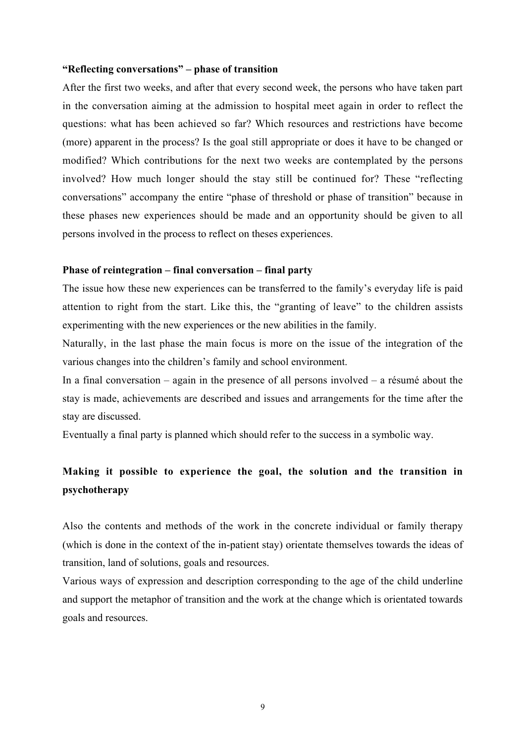**"Reflecting conversations" – phase of transition**

After the first two weeks, and after that every second week, the persons who have taken part in the conversation aiming at the admission to hospital meet again in order to reflect the questions: what has been achieved so far? Which resources and restrictions have become (more) apparent in the process? Is the goal still appropriate or does it have to be changed or modified? Which contributions for the next two weeks are contemplated by the persons involved? How much longer should the stay still be continued for? These "reflecting conversations" accompany the entire "phase of threshold or phase of transition" because in these phases new experiences should be made and an opportunity should be given to all persons involved in the process to reflect on theses experiences.

**Phase of reintegration – final conversation – final party**

The issue how these new experiences can be transferred to the family's everyday life is paid attention to right from the start. Like this, the "granting of leave" to the children assists experimenting with the new experiences or the new abilities in the family.

Naturally, in the last phase the main focus is more on the issue of the integration of the various changes into the children's family and school environment.

In a final conversation – again in the presence of all persons involved – a résumé about the stay is made, achievements are described and issues and arrangements for the time after the stay are discussed.

Eventually a final party is planned which should refer to the success in a symbolic way.

## Making it possible to experience the goal, the solution and the transition in psychotherapy

Also the contents and methods of the work in the concrete individual or family therapy (which is done in the context of the in-patient stay) orientate themselves towards the ideas of transition, land of solutions, goals and resources.

Various ways of expression and description corresponding to the age of the child underline and support the metaphor of transition and the work at the change which is orientated towards goals and resources.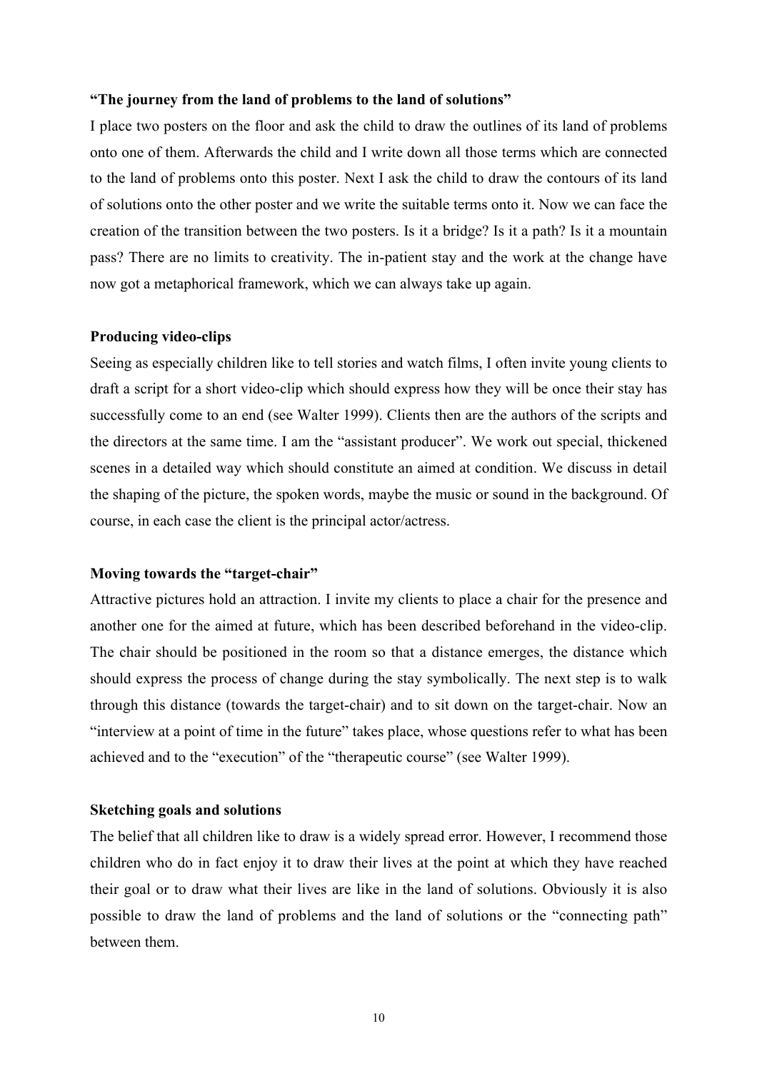**“The journey from the land of problems to the land of solutions”**

I place two posters on the floor and ask the child to draw the outlines of its land of problems onto one of them. Afterwards the child and I write down all those terms which are connected to the land of problems onto this poster. Next I ask the child to draw the contours of its land of solutions onto the other poster and we write the suitable terms onto it. Now we can face the creation of the transition between the two posters. Is it a bridge? Is it a path? Is it a mountain pass? There are no limits to creativity. The in-patient stay and the work at the change have now got a metaphorical framework, which we can always take up again.

**Producing video-clips**

Seeing as especially children like to tell stories and watch films, I often invite young clients to draft a script for a short video-clip which should express how they will be once their stay has successfully come to an end (see Walter 1999). Clients then are the authors of the scripts and the directors at the same time. I am the “assistant producer”. We work out special, thickened scenes in a detailed way which should constitute an aimed at condition. We discuss in detail the shaping of the picture, the spoken words, maybe the music or sound in the background. Of course, in each case the client is the principal actor/actress.

**Moving towards the “target-chair”**

Attractive pictures hold an attraction. I invite my clients to place a chair for the presence and another one for the aimed at future, which has been described beforehand in the video-clip. The chair should be positioned in the room so that a distance emerges, the distance which should express the process of change during the stay symbolically. The next step is to walk through this distance (towards the target-chair) and to sit down on the target-chair. Now an “interview at a point of time in the future” takes place, whose questions refer to what has been achieved and to the “execution” of the “therapeutic course” (see Walter 1999).

**Sketching goals and solutions**

The belief that all children like to draw is a widely spread error. However, I recommend those children who do in fact enjoy it to draw their lives at the point at which they have reached their goal or to draw what their lives are like in the land of solutions. Obviously it is also possible to draw the land of problems and the land of solutions or the “connecting path” between them.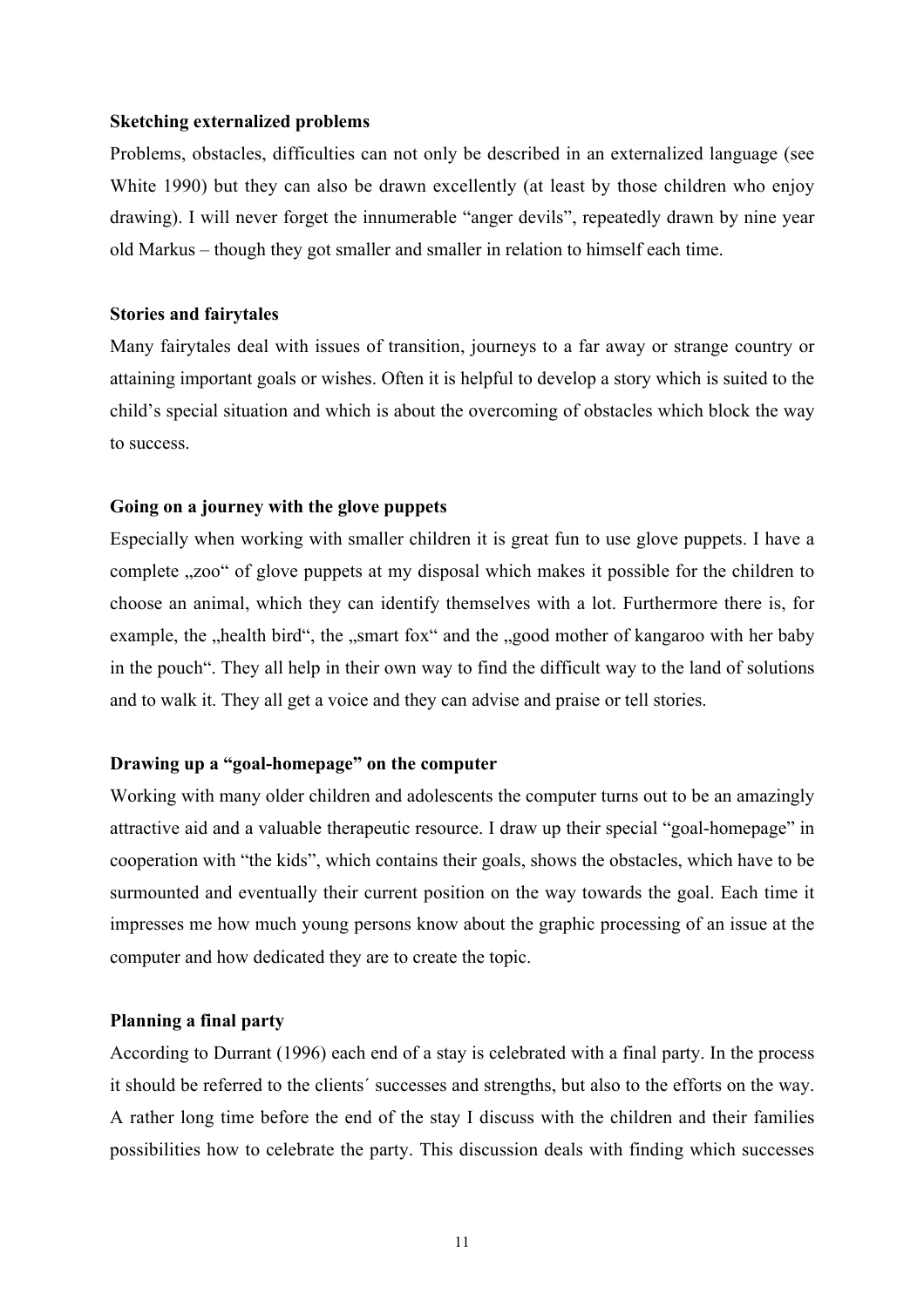**Sketching externalized problems**

Problems, obstacles, difficulties can not only be described in an externalized language (see White 1990) but they can also be drawn excellently (at least by those children who enjoy drawing). I will never forget the innumerable "anger devils", repeatedly drawn by nine year old Markus – though they got smaller and smaller in relation to himself each time.

**Stories and fairytales**

Many fairytales deal with issues of transition, journeys to a far away or strange country or attaining important goals or wishes. Often it is helpful to develop a story which is suited to the child's special situation and which is about the overcoming of obstacles which block the way to success.

**Going on a journey with the glove puppets**

Especially when working with smaller children it is great fun to use glove puppets. I have a complete „zoo" of glove puppets at my disposal which makes it possible for the children to choose an animal, which they can identify themselves with a lot. Furthermore there is, for example, the „health bird", the „smart fox" and the „good mother of kangaroo with her baby in the pouch". They all help in their own way to find the difficult way to the land of solutions and to walk it. They all get a voice and they can advise and praise or tell stories.

**Drawing up a "goal-homepage" on the computer**

Working with many older children and adolescents the computer turns out to be an amazingly attractive aid and a valuable therapeutic resource. I draw up their special "goal-homepage" in cooperation with "the kids", which contains their goals, shows the obstacles, which have to be surmounted and eventually their current position on the way towards the goal. Each time it impresses me how much young persons know about the graphic processing of an issue at the computer and how dedicated they are to create the topic.

**Planning a final party**

According to Durrant (1996) each end of a stay is celebrated with a final party. In the process it should be referred to the clients´ successes and strengths, but also to the efforts on the way. A rather long time before the end of the stay I discuss with the children and their families possibilities how to celebrate the party. This discussion deals with finding which successes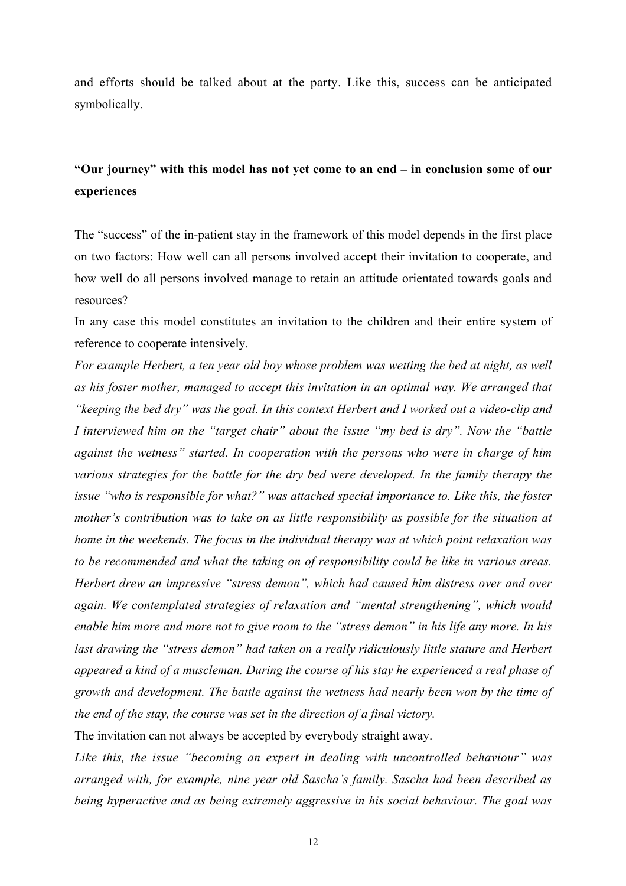and efforts should be talked about at the party. Like this, success can be anticipated symbolically.

## **"Our journey" with this model has not yet come to an end – in conclusion some of our experiences**

The "success" of the in-patient stay in the framework of this model depends in the first place on two factors: How well can all persons involved accept their invitation to cooperate, and how well do all persons involved manage to retain an attitude orientated towards goals and resources?

In any case this model constitutes an invitation to the children and their entire system of reference to cooperate intensively.

*For example Herbert, a ten year old boy whose problem was wetting the bed at night, as well as his foster mother, managed to accept this invitation in an optimal way. We arranged that "keeping the bed dry" was the goal. In this context Herbert and I worked out a video-clip and I interviewed him on the "target chair" about the issue "my bed is dry". Now the "battle against the wetness" started. In cooperation with the persons who were in charge of him various strategies for the battle for the dry bed were developed. In the family therapy the issue "who is responsible for what?" was attached special importance to. Like this, the foster mother's contribution was to take on as little responsibility as possible for the situation at home in the weekends. The focus in the individual therapy was at which point relaxation was to be recommended and what the taking on of responsibility could be like in various areas. Herbert drew an impressive "stress demon", which had caused him distress over and over again. We contemplated strategies of relaxation and "mental strengthening", which would enable him more and more not to give room to the "stress demon" in his life any more. In his last drawing the "stress demon" had taken on a really ridiculously little stature and Herbert appeared a kind of a muscleman. During the course of his stay he experienced a real phase of growth and development. The battle against the wetness had nearly been won by the time of the end of the stay, the course was set in the direction of a final victory.*

The invitation can not always be accepted by everybody straight away.

*Like this, the issue "becoming an expert in dealing with uncontrolled behaviour" was arranged with, for example, nine year old Sascha's family. Sascha had been described as being hyperactive and as being extremely aggressive in his social behaviour. The goal was*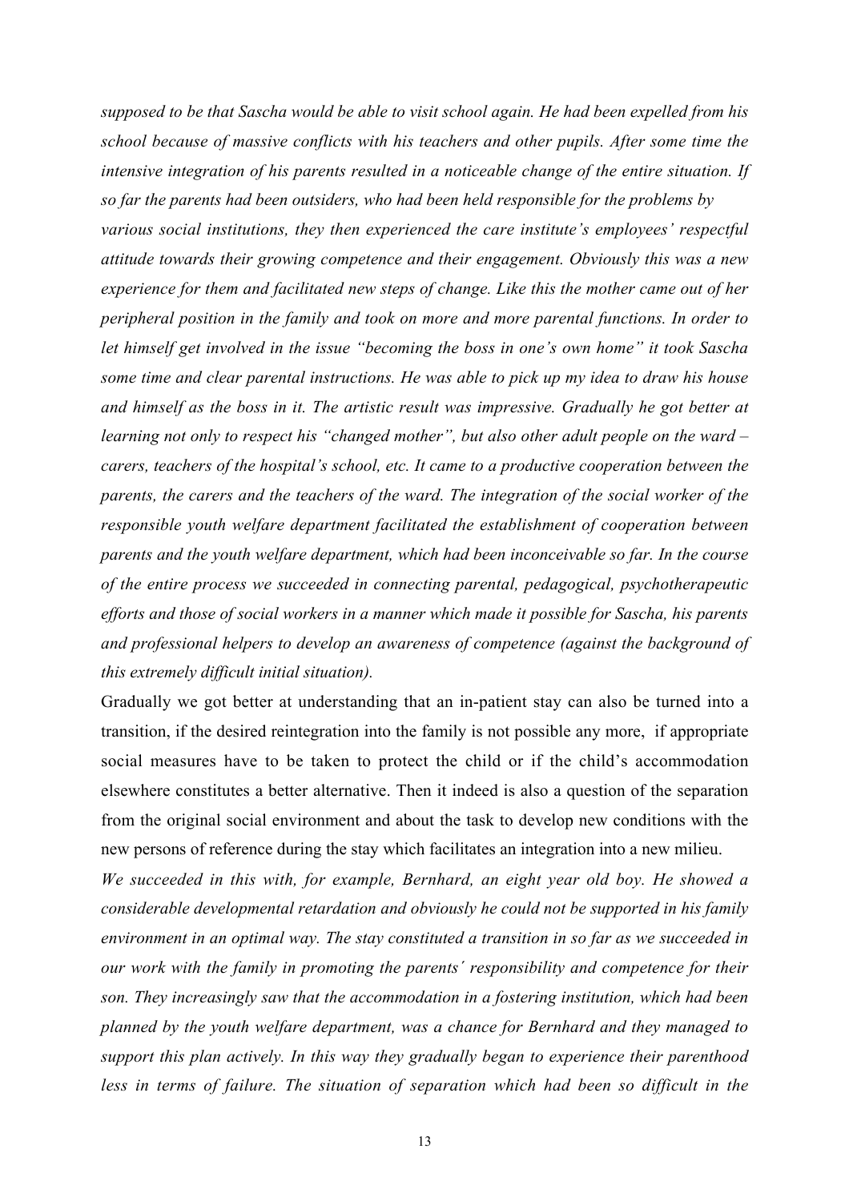*supposed to be that Sascha would be able to visit school again. He had been expelled from his school because of massive conflicts with his teachers and other pupils. After some time the intensive integration of his parents resulted in a noticeable change of the entire situation. If so far the parents had been outsiders, who had been held responsible for the problems by various social institutions, they then experienced the care institute's employees' respectful attitude towards their growing competence and their engagement. Obviously this was a new experience for them and facilitated new steps of change. Like this the mother came out of her peripheral position in the family and took on more and more parental functions. In order to let himself get involved in the issue "becoming the boss in one's own home" it took Sascha some time and clear parental instructions. He was able to pick up my idea to draw his house and himself as the boss in it. The artistic result was impressive. Gradually he got better at learning not only to respect his "changed mother", but also other adult people on the ward – carers, teachers of the hospital's school, etc. It came to a productive cooperation between the parents, the carers and the teachers of the ward. The integration of the social worker of the responsible youth welfare department facilitated the establishment of cooperation between parents and the youth welfare department, which had been inconceivable so far. In the course of the entire process we succeeded in connecting parental, pedagogical, psychotherapeutic efforts and those of social workers in a manner which made it possible for Sascha, his parents and professional helpers to develop an awareness of competence (against the background of this extremely difficult initial situation).*

Gradually we got better at understanding that an in-patient stay can also be turned into a transition, if the desired reintegration into the family is not possible any more, if appropriate social measures have to be taken to protect the child or if the child's accommodation elsewhere constitutes a better alternative. Then it indeed is also a question of the separation from the original social environment and about the task to develop new conditions with the new persons of reference during the stay which facilitates an integration into a new milieu.

*We succeeded in this with, for example, Bernhard, an eight year old boy. He showed a considerable developmental retardation and obviously he could not be supported in his family environment in an optimal way. The stay constituted a transition in so far as we succeeded in our work with the family in promoting the parents´ responsibility and competence for their son. They increasingly saw that the accommodation in a fostering institution, which had been planned by the youth welfare department, was a chance for Bernhard and they managed to support this plan actively. In this way they gradually began to experience their parenthood less in terms of failure. The situation of separation which had been so difficult in the*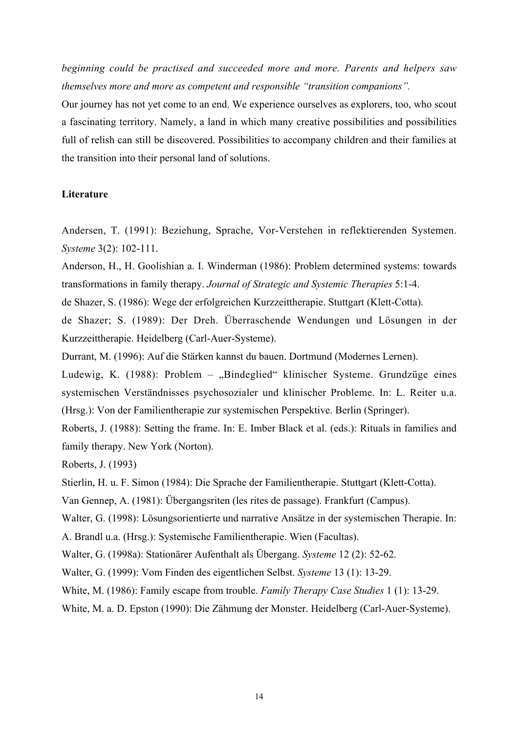*beginning could be practised and succeeded more and more. Parents and helpers saw themselves more and more as competent and responsible "transition companions".*

Our journey has not yet come to an end. We experience ourselves as explorers, too, who scout a fascinating territory. Namely, a land in which many creative possibilities and possibilities full of relish can still be discovered. Possibilities to accompany children and their families at the transition into their personal land of solutions.

**Literature**

Andersen, T. (1991): Beziehung, Sprache, Vor-Verstehen in reflektierenden Systemen. *Systeme* 3(2): 102-111.

Anderson, H., H. Goolishian a. I. Winderman (1986): Problem determined systems: towards transformations in family therapy. *Journal of Strategic and Systemic Therapies* 5:1-4.

de Shazer, S. (1986): Wege der erfolgreichen Kurzzeittherapie. Stuttgart (Klett-Cotta).

de Shazer; S. (1989): Der Dreh. Überraschende Wendungen und Lösungen in der Kurzzeittherapie. Heidelberg (Carl-Auer-Systeme).

Durrant, M. (1996): Auf die Stärken kannst du bauen. Dortmund (Modernes Lernen).

Ludewig, K. (1988): Problem – „Bindeglied" klinischer Systeme. Grundzüge eines systemischen Verständnisses psychosozialer und klinischer Probleme. In: L. Reiter u.a. (Hrsg.): Von der Familientherapie zur systemischen Perspektive. Berlin (Springer).

Roberts, J. (1988): Setting the frame. In: E. Imber Black et al. (eds.): Rituals in families and family therapy. New York (Norton).

Roberts, J. (1993)

Stierlin, H. u. F. Simon (1984): Die Sprache der Familientherapie. Stuttgart (Klett-Cotta).

Van Gennep, A. (1981): Übergangsriten (les rites de passage). Frankfurt (Campus).

Walter, G. (1998): Lösungsorientierte und narrative Ansätze in der systemischen Therapie. In: A. Brandl u.a. (Hrsg.): Systemische Familientherapie. Wien (Facultas).

Walter, G. (1998a): Stationärer Aufenthalt als Übergang. *Systeme* 12 (2): 52-62.

Walter, G. (1999): Vom Finden des eigentlichen Selbst. *Systeme* 13 (1): 13-29.

White, M. (1986): Family escape from trouble. *Family Therapy Case Studies* 1 (1): 13-29.

White, M. a. D. Epston (1990): Die Zähmung der Monster. Heidelberg (Carl-Auer-Systeme).